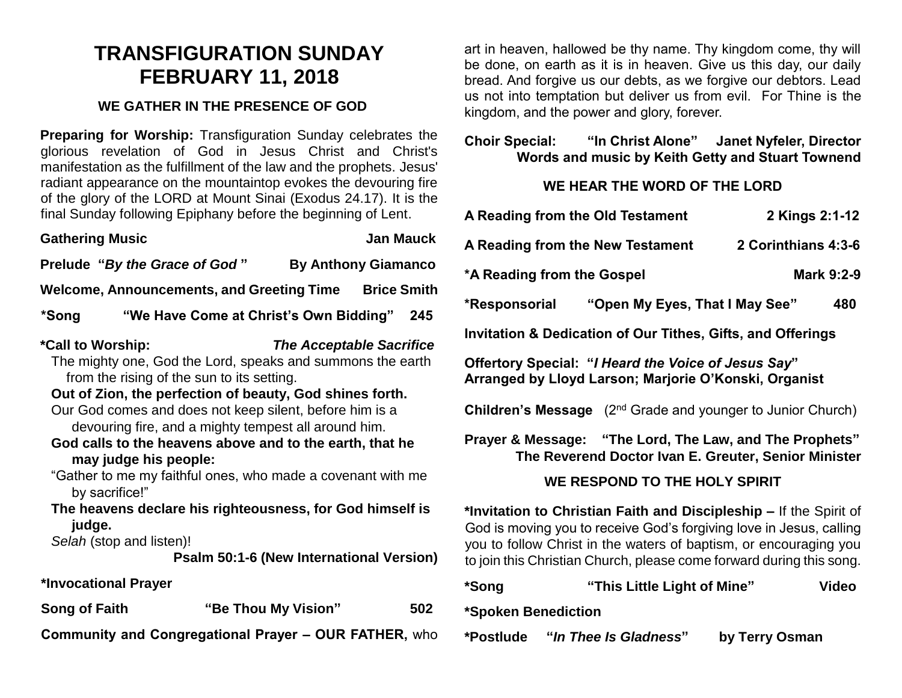# TRANSFIGURATION SUNDAY
# FEBRUARY 11, 2018

### WE GATHER IN THE PRESENCE OF GOD

**Preparing for Worship:** Transfiguration Sunday celebrates the glorious revelation of God in Jesus Christ and Christ's manifestation as the fulfillment of the law and the prophets. Jesus' radiant appearance on the mountaintop evokes the devouring fire of the glory of the LORD at Mount Sinai (Exodus 24.17). It is the final Sunday following Epiphany before the beginning of Lent.

**Gathering Music** — **Jan Mauck**

**Prelude "*By the Grace of God*"** — **By Anthony Giamanco**

**Welcome, Announcements, and Greeting Time** — **Brice Smith**

**\*Song "We Have Come at Christ's Own Bidding" 245**

**\*Call to Worship:** ***The Acceptable Sacrifice***

The mighty one, God the Lord, speaks and summons the earth from the rising of the sun to its setting.

**Out of Zion, the perfection of beauty, God shines forth.**

Our God comes and does not keep silent, before him is a devouring fire, and a mighty tempest all around him.

**God calls to the heavens above and to the earth, that he may judge his people:**

"Gather to me my faithful ones, who made a covenant with me by sacrifice!"

**The heavens declare his righteousness, for God himself is judge.**

*Selah* (stop and listen)!

**Psalm 50:1-6 (New International Version)**

**\*Invocational Prayer**

**Song of Faith "Be Thou My Vision" 502**

**Community and Congregational Prayer – OUR FATHER,** who art in heaven, hallowed be thy name. Thy kingdom come, thy will be done, on earth as it is in heaven. Give us this day, our daily bread. And forgive us our debts, as we forgive our debtors. Lead us not into temptation but deliver us from evil. For Thine is the kingdom, and the power and glory, forever.

**Choir Special: "In Christ Alone" Janet Nyfeler, Director**
**Words and music by Keith Getty and Stuart Townend**

### WE HEAR THE WORD OF THE LORD

**A Reading from the Old Testament** — **2 Kings 2:1-12**

**A Reading from the New Testament** — **2 Corinthians 4:3-6**

**\*A Reading from the Gospel** — **Mark 9:2-9**

**\*Responsorial "Open My Eyes, That I May See" 480**

**Invitation & Dedication of Our Tithes, Gifts, and Offerings**

**Offertory Special: "*I Heard the Voice of Jesus Say*"**
**Arranged by Lloyd Larson; Marjorie O'Konski, Organist**

**Children's Message** (2nd Grade and younger to Junior Church)

**Prayer & Message: "The Lord, The Law, and The Prophets"**
**The Reverend Doctor Ivan E. Greuter, Senior Minister**

### WE RESPOND TO THE HOLY SPIRIT

**\*Invitation to Christian Faith and Discipleship –** If the Spirit of God is moving you to receive God's forgiving love in Jesus, calling you to follow Christ in the waters of baptism, or encouraging you to join this Christian Church, please come forward during this song.

**\*Song "This Little Light of Mine" Video**

**\*Spoken Benediction**

**\*Postlude "*In Thee Is Gladness*" by Terry Osman**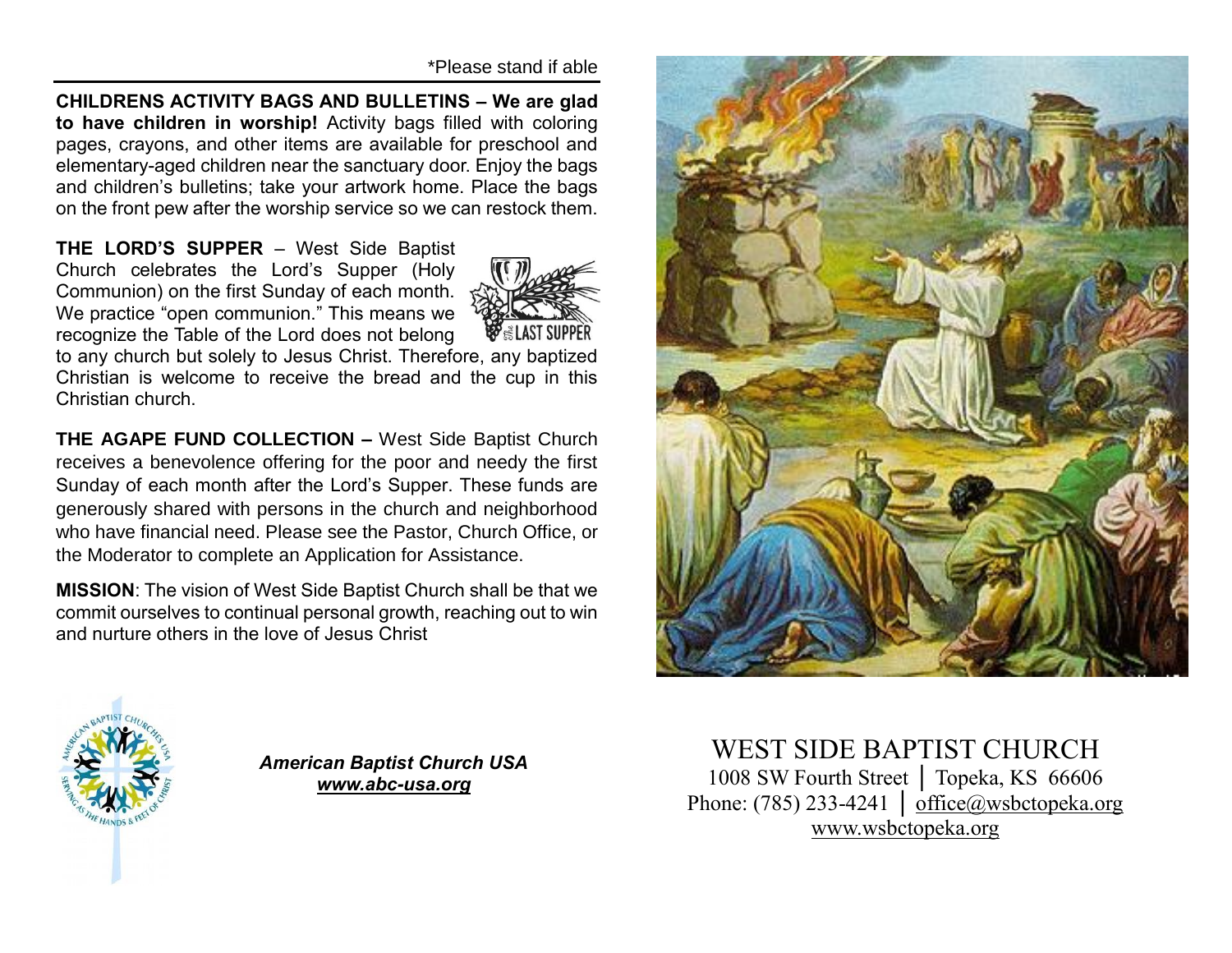*Please stand if able

**CHILDRENS ACTIVITY BAGS AND BULLETINS – We are glad to have children in worship!** Activity bags filled with coloring pages, crayons, and other items are available for preschool and elementary-aged children near the sanctuary door. Enjoy the bags and children's bulletins; take your artwork home. Place the bags on the front pew after the worship service so we can restock them.

**THE LORD'S SUPPER** – West Side Baptist Church celebrates the Lord's Supper (Holy Communion) on the first Sunday of each month. We practice "open communion." This means we recognize the Table of the Lord does not belong to any church but solely to Jesus Christ. Therefore, any baptized Christian is welcome to receive the bread and the cup in this Christian church.

**THE AGAPE FUND COLLECTION –** West Side Baptist Church receives a benevolence offering for the poor and needy the first Sunday of each month after the Lord's Supper. These funds are generously shared with persons in the church and neighborhood who have financial need. Please see the Pastor, Church Office, or the Moderator to complete an Application for Assistance.

**MISSION**: The vision of West Side Baptist Church shall be that we commit ourselves to continual personal growth, reaching out to win and nurture others in the love of Jesus Christ

***American Baptist Church USA***
***www.abc-usa.org***

# WEST SIDE BAPTIST CHURCH

1008 SW Fourth Street | Topeka, KS 66606
Phone: (785) 233-4241 | office@wsbctopeka.org
www.wsbctopeka.org